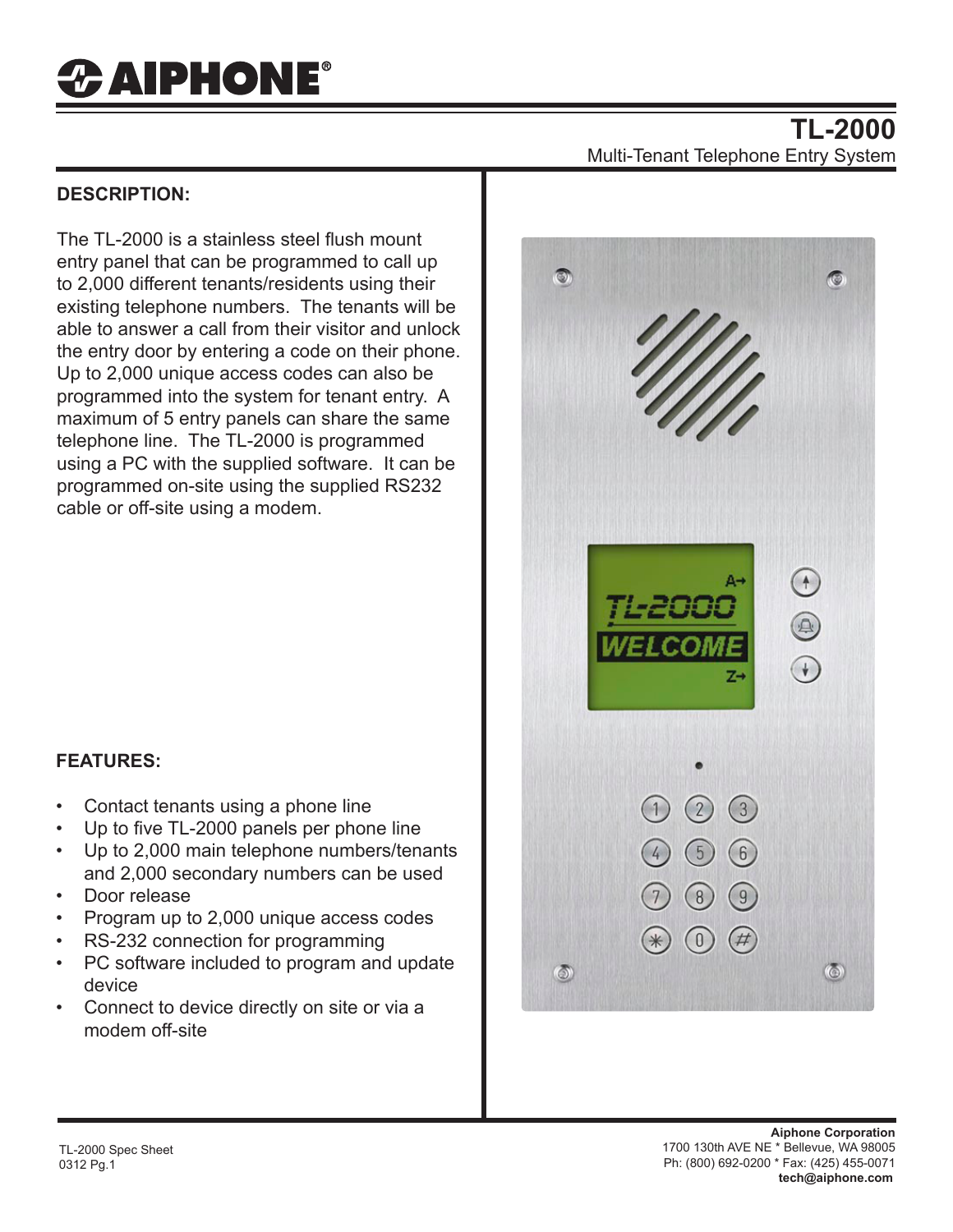# AIPHONE®

## TL-2000

Multi-Tenant Telephone Entry System

### DESCRIPTION:

The TL-2000 is a stainless steel flush mount entry panel that can be programmed to call up to 2,000 different tenants/residents using their existing telephone numbers. The tenants will be able to answer a call from their visitor and unlock the entry door by entering a code on their phone. Up to 2,000 unique access codes can also be programmed into the system for tenant entry. A maximum of 5 entry panels can share the same telephone line. The TL-2000 is programmed using a PC with the supplied software. It can be programmed on-site using the supplied RS232 cable or off-site using a modem.

### FEATURES:

- Contact tenants using a phone line
- Up to five TL-2000 panels per phone line
- Up to 2,000 main telephone numbers/tenants and 2,000 secondary numbers can be used
- Door release
- Program up to 2,000 unique access codes
- RS-232 connection for programming
- PC software included to program and update device
- Connect to device directly on site or via a modem off-site

TL-2000 Spec Sheet
0312 Pg.1

**Aiphone Corporation**
1700 130th AVE NE * Bellevue, WA 98005
Ph: (800) 692-0200 * Fax: (425) 455-0071
**tech@aiphone.com**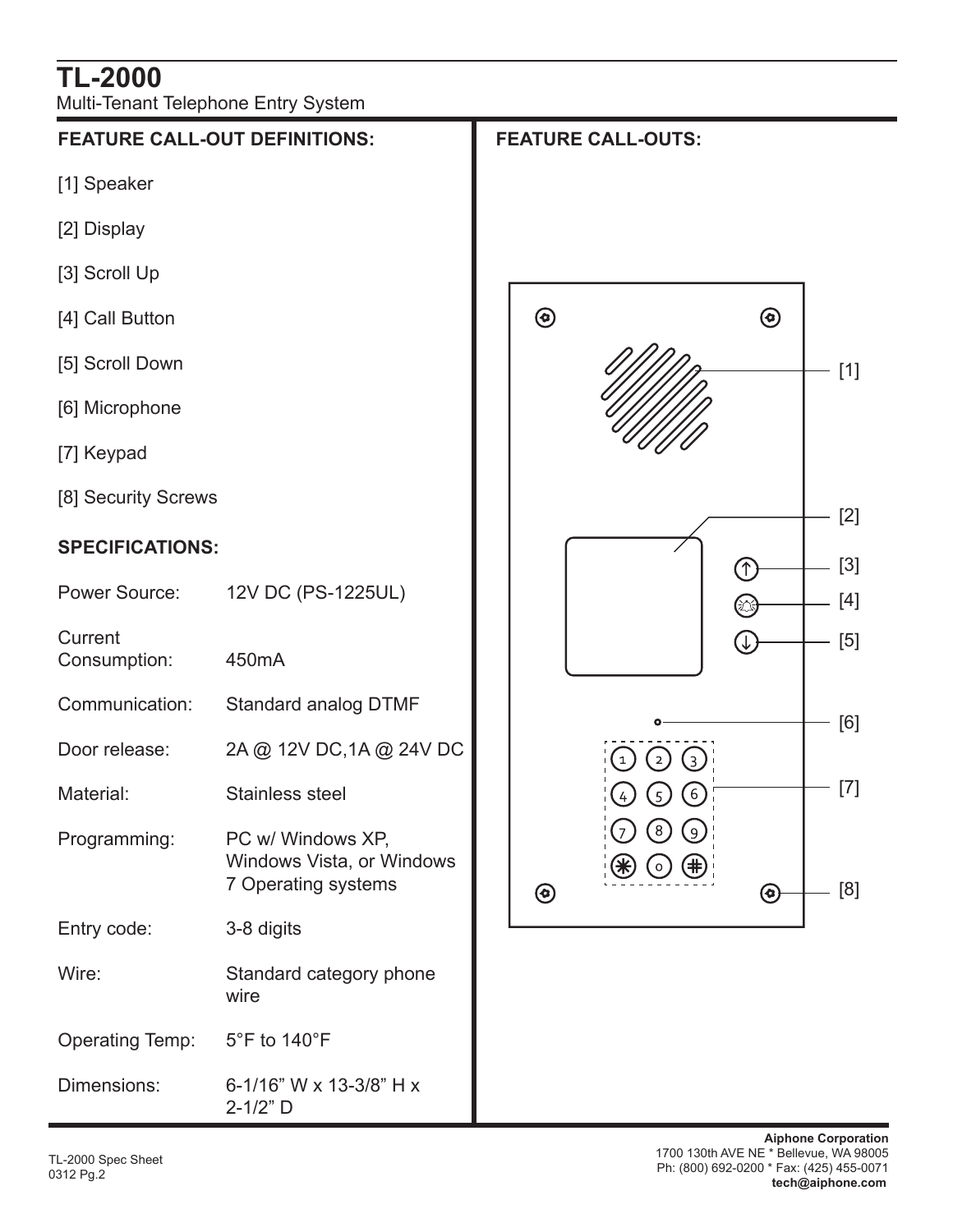# TL-2000

Multi-Tenant Telephone Entry System

## FEATURE CALL-OUT DEFINITIONS:

[1] Speaker

[2] Display

[3] Scroll Up

[4] Call Button

[5] Scroll Down

[6] Microphone

[7] Keypad

[8] Security Screws

## SPECIFICATIONS:

| | |
|---|---|
| Power Source: | 12V DC (PS-1225UL) |
| Current Consumption: | 450mA |
| Communication: | Standard analog DTMF |
| Door release: | 2A @ 12V DC,1A @ 24V DC |
| Material: | Stainless steel |
| Programming: | PC w/ Windows XP, Windows Vista, or Windows 7 Operating systems |
| Entry code: | 3-8 digits |
| Wire: | Standard category phone wire |
| Operating Temp: | 5°F to 140°F |
| Dimensions: | 6-1/16" W x 13-3/8" H x 2-1/2" D |

## FEATURE CALL-OUTS:

[1]

[2]

[3]

[4]

[5]

[6]

1 2 3

4 5 6

7 8 9

0

[7]

[8]

TL-2000 Spec Sheet
0312 Pg.2

**Aiphone Corporation**
1700 130th AVE NE * Bellevue, WA 98005
Ph: (800) 692-0200 * Fax: (425) 455-0071
**tech@aiphone.com**